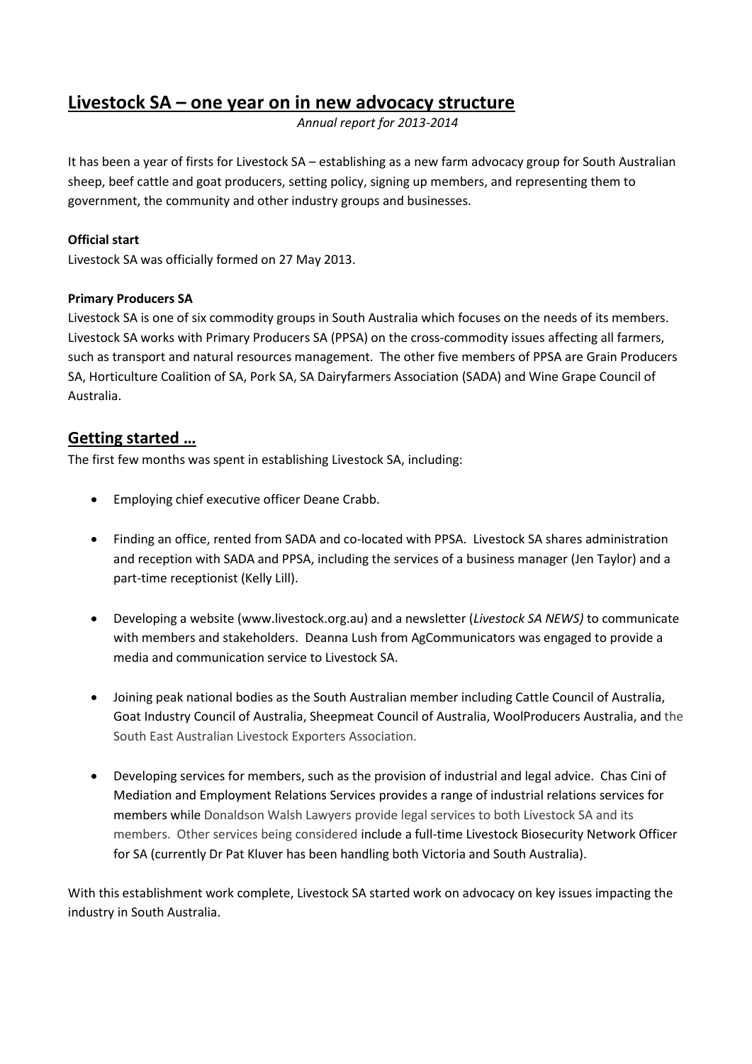# Livestock SA – one year on in new advocacy structure

*Annual report for 2013-2014*

It has been a year of firsts for Livestock SA – establishing as a new farm advocacy group for South Australian sheep, beef cattle and goat producers, setting policy, signing up members, and representing them to government, the community and other industry groups and businesses.

**Official start**

Livestock SA was officially formed on 27 May 2013.

**Primary Producers SA**

Livestock SA is one of six commodity groups in South Australia which focuses on the needs of its members. Livestock SA works with Primary Producers SA (PPSA) on the cross-commodity issues affecting all farmers, such as transport and natural resources management. The other five members of PPSA are Grain Producers SA, Horticulture Coalition of SA, Pork SA, SA Dairyfarmers Association (SADA) and Wine Grape Council of Australia.

## Getting started …

The first few months was spent in establishing Livestock SA, including:

- Employing chief executive officer Deane Crabb.
- Finding an office, rented from SADA and co-located with PPSA. Livestock SA shares administration and reception with SADA and PPSA, including the services of a business manager (Jen Taylor) and a part-time receptionist (Kelly Lill).
- Developing a website (www.livestock.org.au) and a newsletter (*Livestock SA NEWS)* to communicate with members and stakeholders. Deanna Lush from AgCommunicators was engaged to provide a media and communication service to Livestock SA.
- Joining peak national bodies as the South Australian member including Cattle Council of Australia, Goat Industry Council of Australia, Sheepmeat Council of Australia, WoolProducers Australia, and the South East Australian Livestock Exporters Association.
- Developing services for members, such as the provision of industrial and legal advice. Chas Cini of Mediation and Employment Relations Services provides a range of industrial relations services for members while Donaldson Walsh Lawyers provide legal services to both Livestock SA and its members. Other services being considered include a full-time Livestock Biosecurity Network Officer for SA (currently Dr Pat Kluver has been handling both Victoria and South Australia).

With this establishment work complete, Livestock SA started work on advocacy on key issues impacting the industry in South Australia.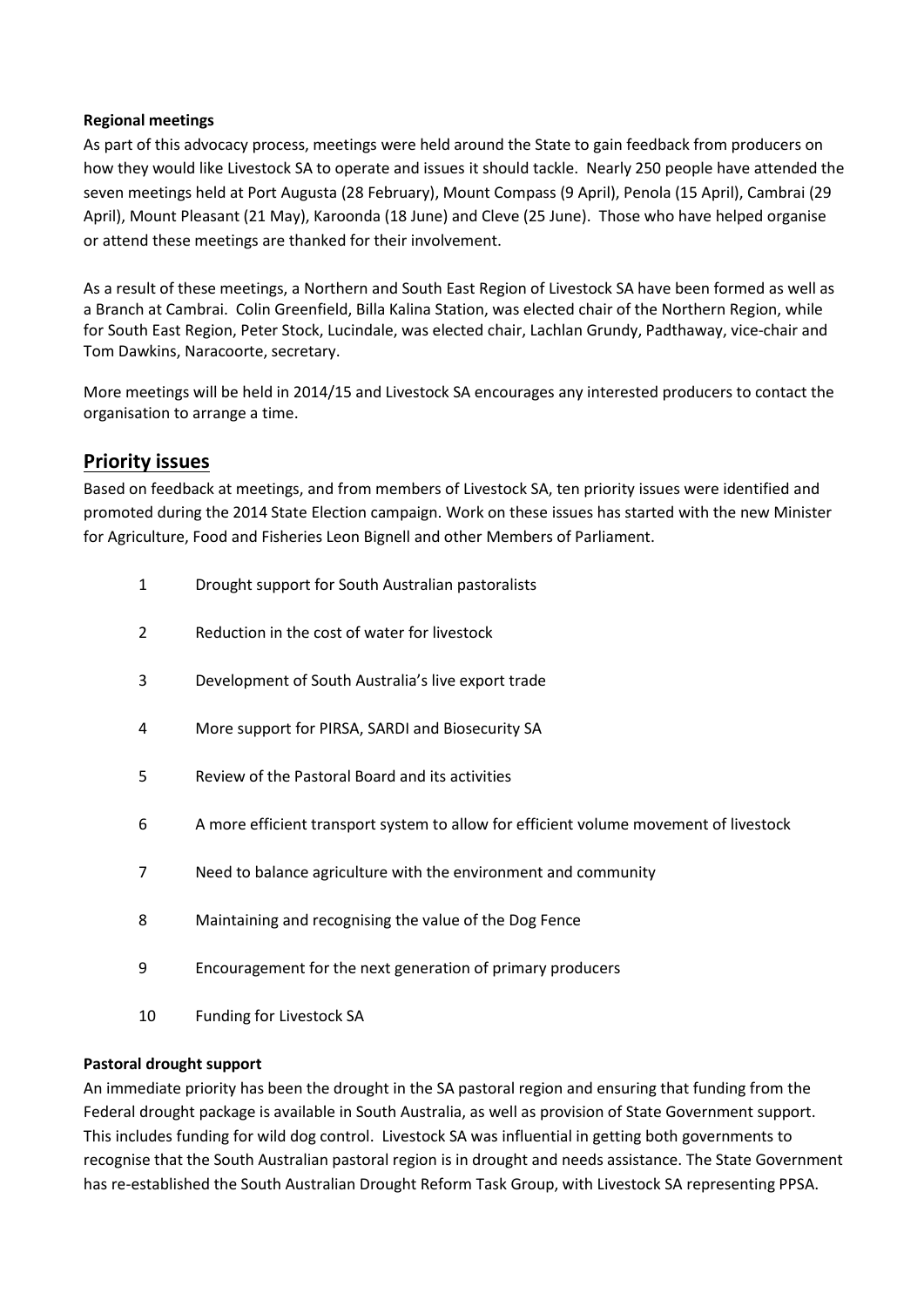**Regional meetings**

As part of this advocacy process, meetings were held around the State to gain feedback from producers on how they would like Livestock SA to operate and issues it should tackle. Nearly 250 people have attended the seven meetings held at Port Augusta (28 February), Mount Compass (9 April), Penola (15 April), Cambrai (29 April), Mount Pleasant (21 May), Karoonda (18 June) and Cleve (25 June). Those who have helped organise or attend these meetings are thanked for their involvement.

As a result of these meetings, a Northern and South East Region of Livestock SA have been formed as well as a Branch at Cambrai. Colin Greenfield, Billa Kalina Station, was elected chair of the Northern Region, while for South East Region, Peter Stock, Lucindale, was elected chair, Lachlan Grundy, Padthaway, vice-chair and Tom Dawkins, Naracoorte, secretary.

More meetings will be held in 2014/15 and Livestock SA encourages any interested producers to contact the organisation to arrange a time.

## Priority issues

Based on feedback at meetings, and from members of Livestock SA, ten priority issues were identified and promoted during the 2014 State Election campaign. Work on these issues has started with the new Minister for Agriculture, Food and Fisheries Leon Bignell and other Members of Parliament.

1. Drought support for South Australian pastoralists
2. Reduction in the cost of water for livestock
3. Development of South Australia's live export trade
4. More support for PIRSA, SARDI and Biosecurity SA
5. Review of the Pastoral Board and its activities
6. A more efficient transport system to allow for efficient volume movement of livestock
7. Need to balance agriculture with the environment and community
8. Maintaining and recognising the value of the Dog Fence
9. Encouragement for the next generation of primary producers
10. Funding for Livestock SA

**Pastoral drought support**

An immediate priority has been the drought in the SA pastoral region and ensuring that funding from the Federal drought package is available in South Australia, as well as provision of State Government support. This includes funding for wild dog control. Livestock SA was influential in getting both governments to recognise that the South Australian pastoral region is in drought and needs assistance. The State Government has re-established the South Australian Drought Reform Task Group, with Livestock SA representing PPSA.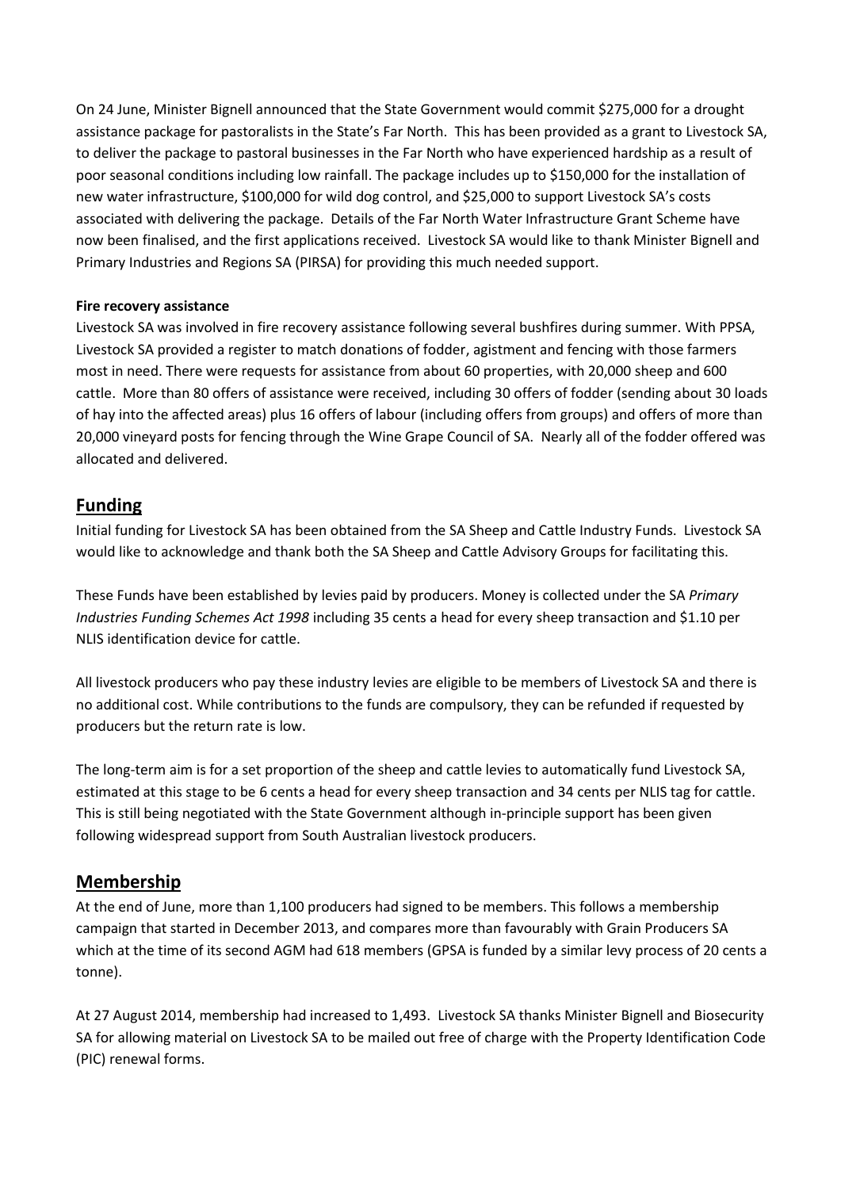On 24 June, Minister Bignell announced that the State Government would commit $275,000 for a drought assistance package for pastoralists in the State's Far North. This has been provided as a grant to Livestock SA, to deliver the package to pastoral businesses in the Far North who have experienced hardship as a result of poor seasonal conditions including low rainfall. The package includes up to $150,000 for the installation of new water infrastructure, $100,000 for wild dog control, and $25,000 to support Livestock SA's costs associated with delivering the package. Details of the Far North Water Infrastructure Grant Scheme have now been finalised, and the first applications received. Livestock SA would like to thank Minister Bignell and Primary Industries and Regions SA (PIRSA) for providing this much needed support.

**Fire recovery assistance**

Livestock SA was involved in fire recovery assistance following several bushfires during summer. With PPSA, Livestock SA provided a register to match donations of fodder, agistment and fencing with those farmers most in need. There were requests for assistance from about 60 properties, with 20,000 sheep and 600 cattle. More than 80 offers of assistance were received, including 30 offers of fodder (sending about 30 loads of hay into the affected areas) plus 16 offers of labour (including offers from groups) and offers of more than 20,000 vineyard posts for fencing through the Wine Grape Council of SA. Nearly all of the fodder offered was allocated and delivered.

## Funding

Initial funding for Livestock SA has been obtained from the SA Sheep and Cattle Industry Funds. Livestock SA would like to acknowledge and thank both the SA Sheep and Cattle Advisory Groups for facilitating this.

These Funds have been established by levies paid by producers. Money is collected under the SA *Primary Industries Funding Schemes Act 1998* including 35 cents a head for every sheep transaction and $1.10 per NLIS identification device for cattle.

All livestock producers who pay these industry levies are eligible to be members of Livestock SA and there is no additional cost. While contributions to the funds are compulsory, they can be refunded if requested by producers but the return rate is low.

The long-term aim is for a set proportion of the sheep and cattle levies to automatically fund Livestock SA, estimated at this stage to be 6 cents a head for every sheep transaction and 34 cents per NLIS tag for cattle. This is still being negotiated with the State Government although in-principle support has been given following widespread support from South Australian livestock producers.

## Membership

At the end of June, more than 1,100 producers had signed to be members. This follows a membership campaign that started in December 2013, and compares more than favourably with Grain Producers SA which at the time of its second AGM had 618 members (GPSA is funded by a similar levy process of 20 cents a tonne).

At 27 August 2014, membership had increased to 1,493. Livestock SA thanks Minister Bignell and Biosecurity SA for allowing material on Livestock SA to be mailed out free of charge with the Property Identification Code (PIC) renewal forms.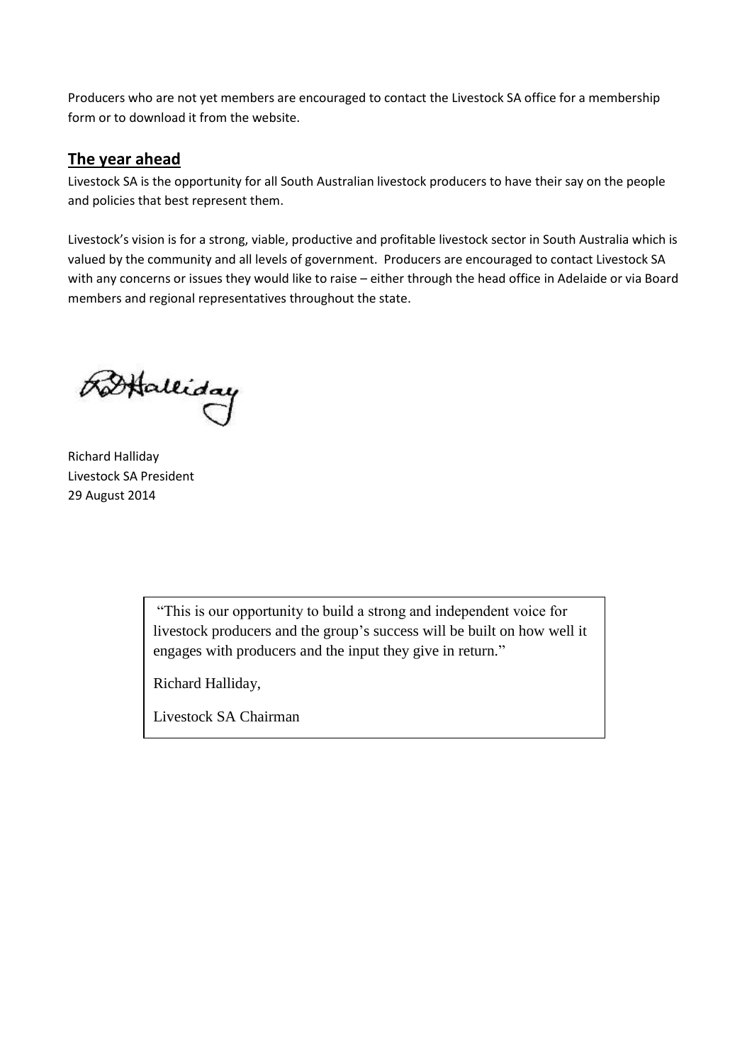Producers who are not yet members are encouraged to contact the Livestock SA office for a membership form or to download it from the website.

## The year ahead

Livestock SA is the opportunity for all South Australian livestock producers to have their say on the people and policies that best represent them.

Livestock's vision is for a strong, viable, productive and profitable livestock sector in South Australia which is valued by the community and all levels of government. Producers are encouraged to contact Livestock SA with any concerns or issues they would like to raise – either through the head office in Adelaide or via Board members and regional representatives throughout the state.

Richard Halliday
Livestock SA President
29 August 2014

> "This is our opportunity to build a strong and independent voice for livestock producers and the group's success will be built on how well it engages with producers and the input they give in return."
>
> Richard Halliday,
>
> Livestock SA Chairman